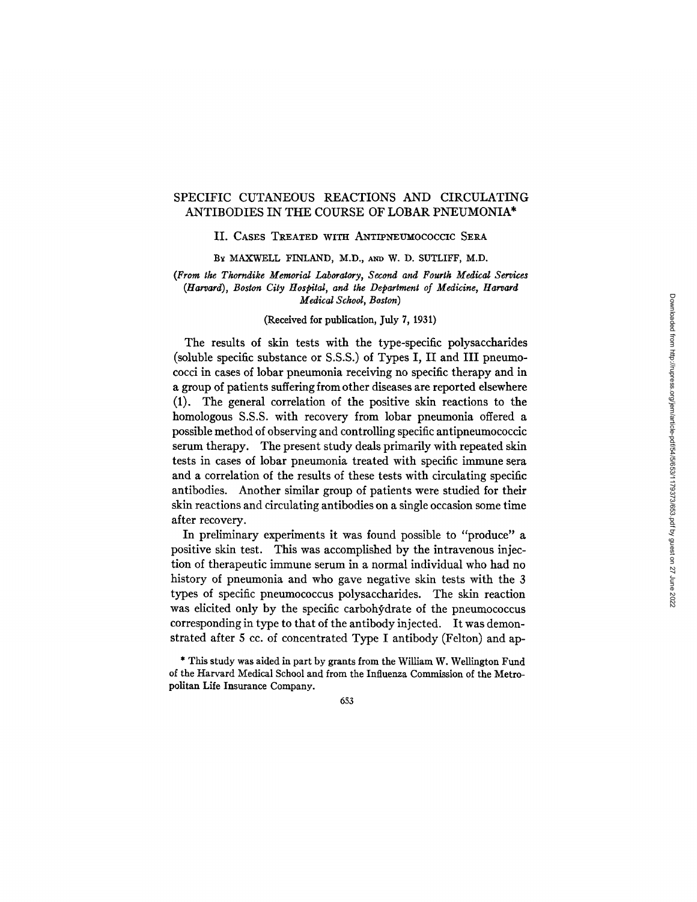# SPECIFIC CUTANEOUS REACTIONS AND CIRCULATING ANTIBODIES IN THE COURSE OF LOBAR PNEUMONIA*

## II. Cases Treated with Antipneumococcic Sera

By MAXWELL FINLAND, M.D., and W. D. SUTLIFF, M.D.

*(From the Thorndike Memorial Laboratory, Second and Fourth Medical Services (Harvard), Boston City Hospital, and the Department of Medicine, Harvard Medical School, Boston)*

(Received for publication, July 7, 1931)

The results of skin tests with the type-specific polysaccharides (soluble specific substance or S.S.S.) of Types I, II and III pneumococci in cases of lobar pneumonia receiving no specific therapy and in a group of patients suffering from other diseases are reported elsewhere (1). The general correlation of the positive skin reactions to the homologous S.S.S. with recovery from lobar pneumonia offered a possible method of observing and controlling specific antipneumococcic serum therapy. The present study deals primarily with repeated skin tests in cases of lobar pneumonia treated with specific immune sera and a correlation of the results of these tests with circulating specific antibodies. Another similar group of patients were studied for their skin reactions and circulating antibodies on a single occasion some time after recovery.

In preliminary experiments it was found possible to "produce" a positive skin test. This was accomplished by the intravenous injection of therapeutic immune serum in a normal individual who had no history of pneumonia and who gave negative skin tests with the 3 types of specific pneumococcus polysaccharides. The skin reaction was elicited only by the specific carbohydrate of the pneumococcus corresponding in type to that of the antibody injected. It was demonstrated after 5 cc. of concentrated Type I antibody (Felton) and ap-

\* This study was aided in part by grants from the William W. Wellington Fund of the Harvard Medical School and from the Influenza Commission of the Metropolitan Life Insurance Company.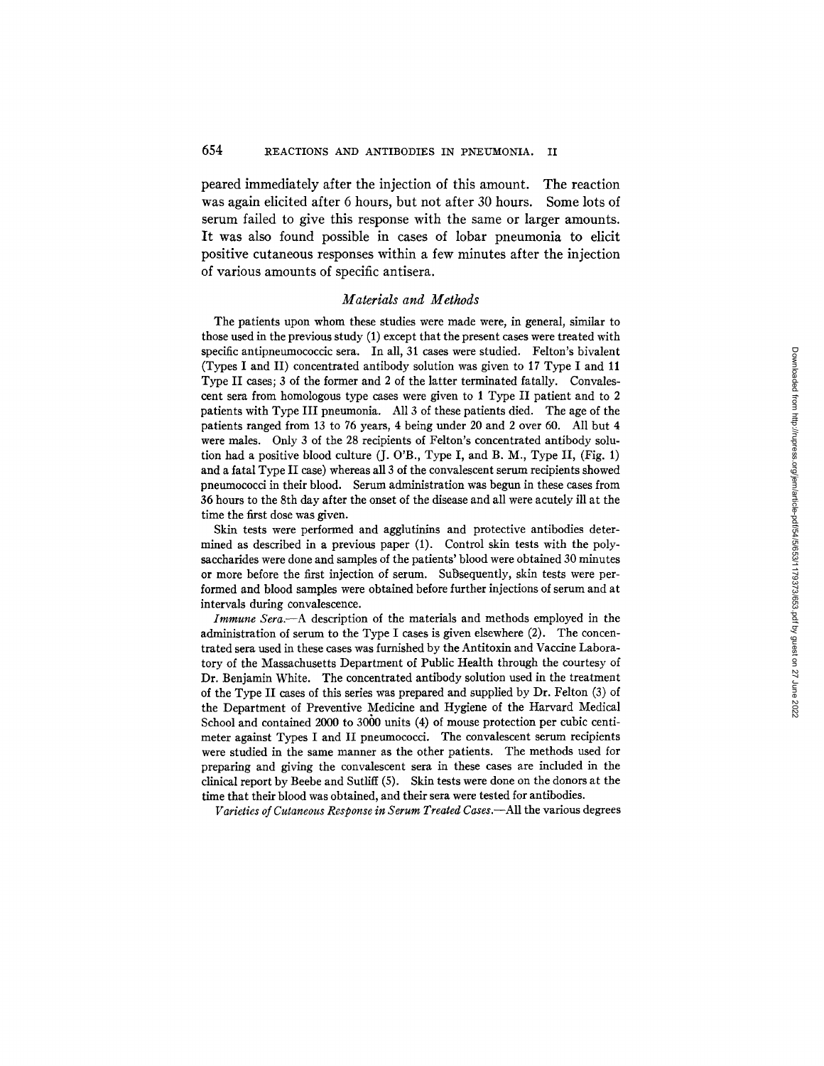peared immediately after the injection of this amount. The reaction was again elicited after 6 hours, but not after 30 hours. Some lots of serum failed to give this response with the same or larger amounts. It was also found possible in cases of lobar pneumonia to elicit positive cutaneous responses within a few minutes after the injection of various amounts of specific antisera.

## *Materials and Methods*

The patients upon whom these studies were made were, in general, similar to those used in the previous study (1) except that the present cases were treated with specific antipneumococcic sera. In all, 31 cases were studied. Felton's bivalent (Types I and II) concentrated antibody solution was given to 17 Type I and 11 Type II cases; 3 of the former and 2 of the latter terminated fatally. Convalescent sera from homologous type cases were given to 1 Type II patient and to 2 patients with Type III pneumonia. All 3 of these patients died. The age of the patients ranged from 13 to 76 years, 4 being under 20 and 2 over 60. All but 4 were males. Only 3 of the 28 recipients of Felton's concentrated antibody solution had a positive blood culture (J. O'B., Type I, and B. M., Type II, (Fig. 1) and a fatal Type II case) whereas all 3 of the convalescent serum recipients showed pneumococci in their blood. Serum administration was begun in these cases from 36 hours to the 8th day after the onset of the disease and all were acutely ill at the time the first dose was given.

Skin tests were performed and agglutinins and protective antibodies determined as described in a previous paper (1). Control skin tests with the polysaccharides were done and samples of the patients' blood were obtained 30 minutes or more before the first injection of serum. Subsequently, skin tests were performed and blood samples were obtained before further injections of serum and at intervals during convalescence.

*Immune Sera.*—A description of the materials and methods employed in the administration of serum to the Type I cases is given elsewhere (2). The concentrated sera used in these cases was furnished by the Antitoxin and Vaccine Laboratory of the Massachusetts Department of Public Health through the courtesy of Dr. Benjamin White. The concentrated antibody solution used in the treatment of the Type II cases of this series was prepared and supplied by Dr. Felton (3) of the Department of Preventive Medicine and Hygiene of the Harvard Medical School and contained 2000 to 3000 units (4) of mouse protection per cubic centimeter against Types I and II pneumococci. The convalescent serum recipients were studied in the same manner as the other patients. The methods used for preparing and giving the convalescent sera in these cases are included in the clinical report by Beebe and Sutliff (5). Skin tests were done on the donors at the time that their blood was obtained, and their sera were tested for antibodies.

*Varieties of Cutaneous Response in Serum Treated Cases.*—All the various degrees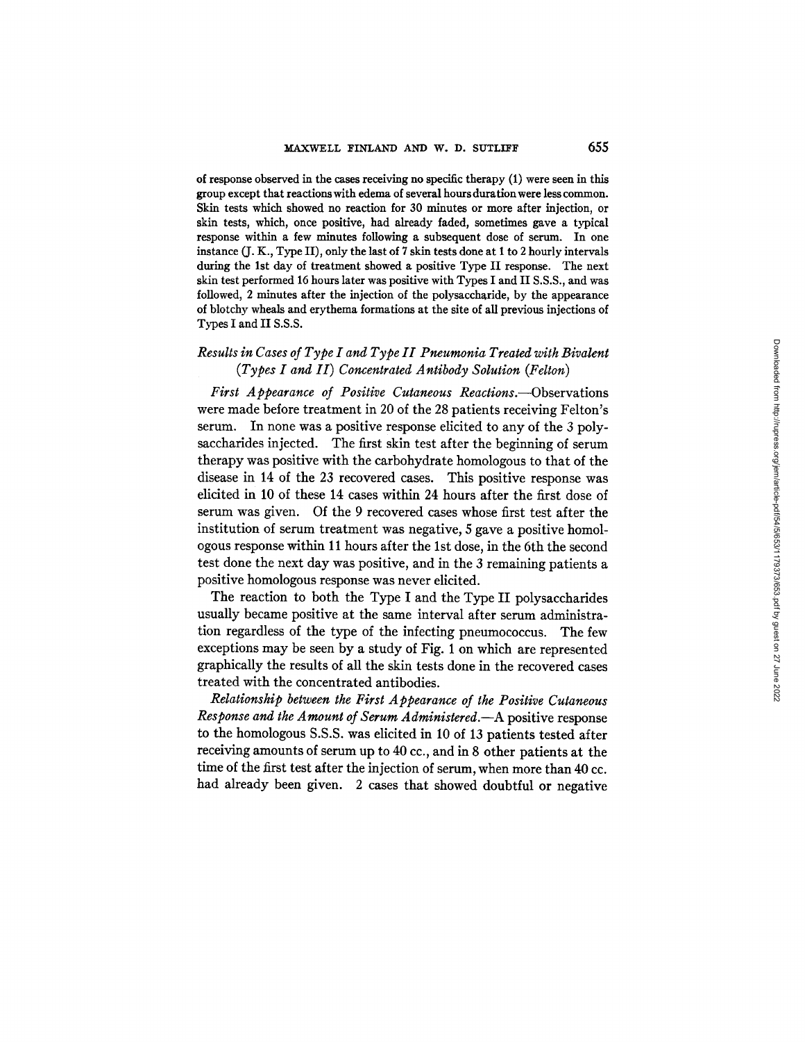of response observed in the cases receiving no specific therapy (1) were seen in this group except that reactions with edema of several hours duration were less common. Skin tests which showed no reaction for 30 minutes or more after injection, or skin tests, which, once positive, had already faded, sometimes gave a typical response within a few minutes following a subsequent dose of serum. In one instance (J. K., Type II), only the last of 7 skin tests done at 1 to 2 hourly intervals during the 1st day of treatment showed a positive Type II response. The next skin test performed 16 hours later was positive with Types I and II S.S.S., and was followed, 2 minutes after the injection of the polysaccharide, by the appearance of blotchy wheals and erythema formations at the site of all previous injections of Types I and II S.S.S.

### *Results in Cases of Type I and Type II Pneumonia Treated with Bivalent (Types I and II) Concentrated Antibody Solution (Felton)*

*First Appearance of Positive Cutaneous Reactions.*—Observations were made before treatment in 20 of the 28 patients receiving Felton's serum. In none was a positive response elicited to any of the 3 polysaccharides injected. The first skin test after the beginning of serum therapy was positive with the carbohydrate homologous to that of the disease in 14 of the 23 recovered cases. This positive response was elicited in 10 of these 14 cases within 24 hours after the first dose of serum was given. Of the 9 recovered cases whose first test after the institution of serum treatment was negative, 5 gave a positive homologous response within 11 hours after the 1st dose, in the 6th the second test done the next day was positive, and in the 3 remaining patients a positive homologous response was never elicited.

The reaction to both the Type I and the Type II polysaccharides usually became positive at the same interval after serum administration regardless of the type of the infecting pneumococcus. The few exceptions may be seen by a study of Fig. 1 on which are represented graphically the results of all the skin tests done in the recovered cases treated with the concentrated antibodies.

*Relationship between the First Appearance of the Positive Cutaneous Response and the Amount of Serum Administered.*—A positive response to the homologous S.S.S. was elicited in 10 of 13 patients tested after receiving amounts of serum up to 40 cc., and in 8 other patients at the time of the first test after the injection of serum, when more than 40 cc. had already been given. 2 cases that showed doubtful or negative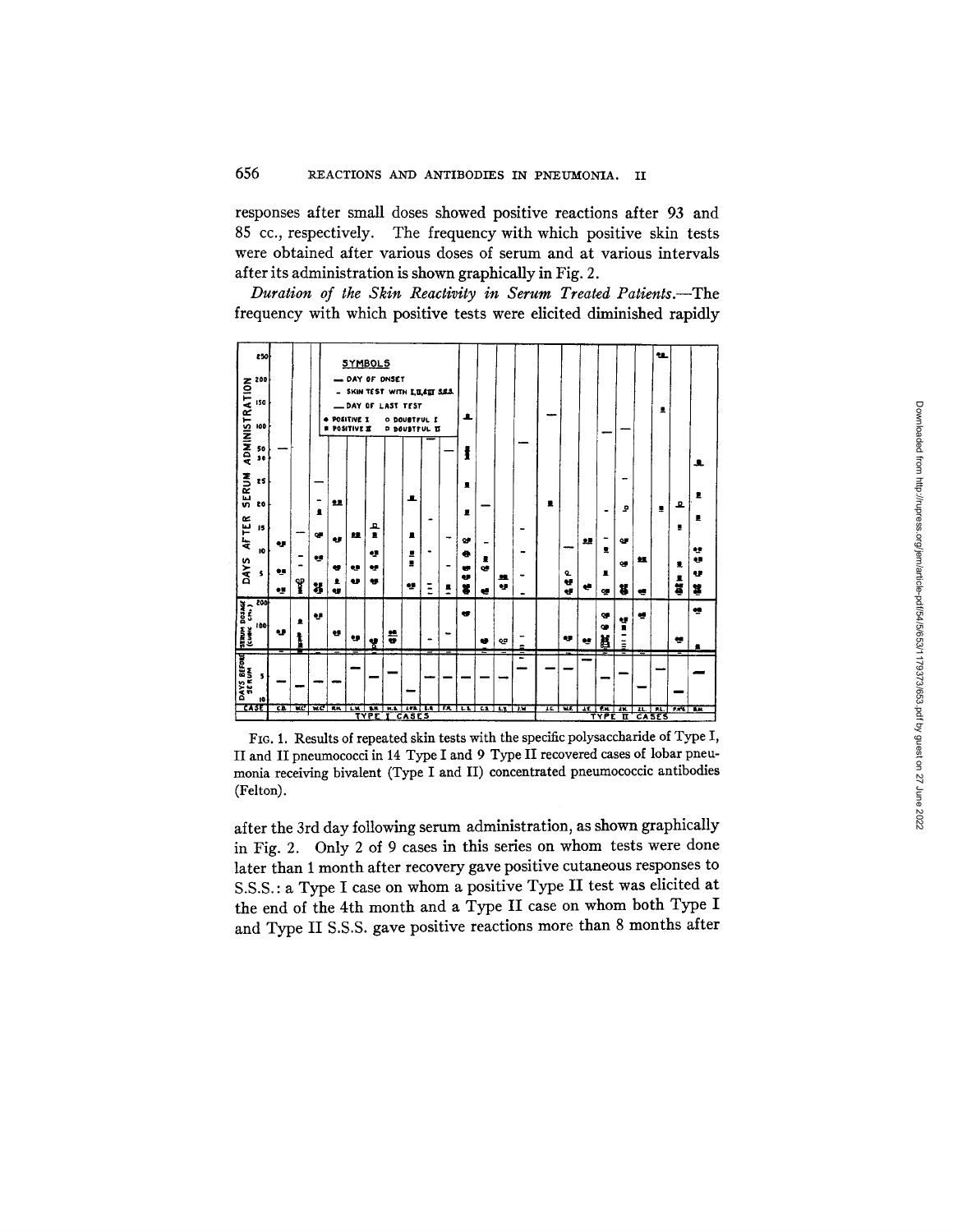responses after small doses showed positive reactions after 93 and 85 cc., respectively. The frequency with which positive skin tests were obtained after various doses of serum and at various intervals after its administration is shown graphically in Fig. 2.

*Duration of the Skin Reactivity in Serum Treated Patients.*—The frequency with which positive tests were elicited diminished rapidly

FIG. 1. Results of repeated skin tests with the specific polysaccharide of Type I, II and II pneumococci in 14 Type I and 9 Type II recovered cases of lobar pneumonia receiving bivalent (Type I and II) concentrated pneumococcic antibodies (Felton).

after the 3rd day following serum administration, as shown graphically in Fig. 2. Only 2 of 9 cases in this series on whom tests were done later than 1 month after recovery gave positive cutaneous responses to S.S.S.: a Type I case on whom a positive Type II test was elicited at the end of the 4th month and a Type II case on whom both Type I and Type II S.S.S. gave positive reactions more than 8 months after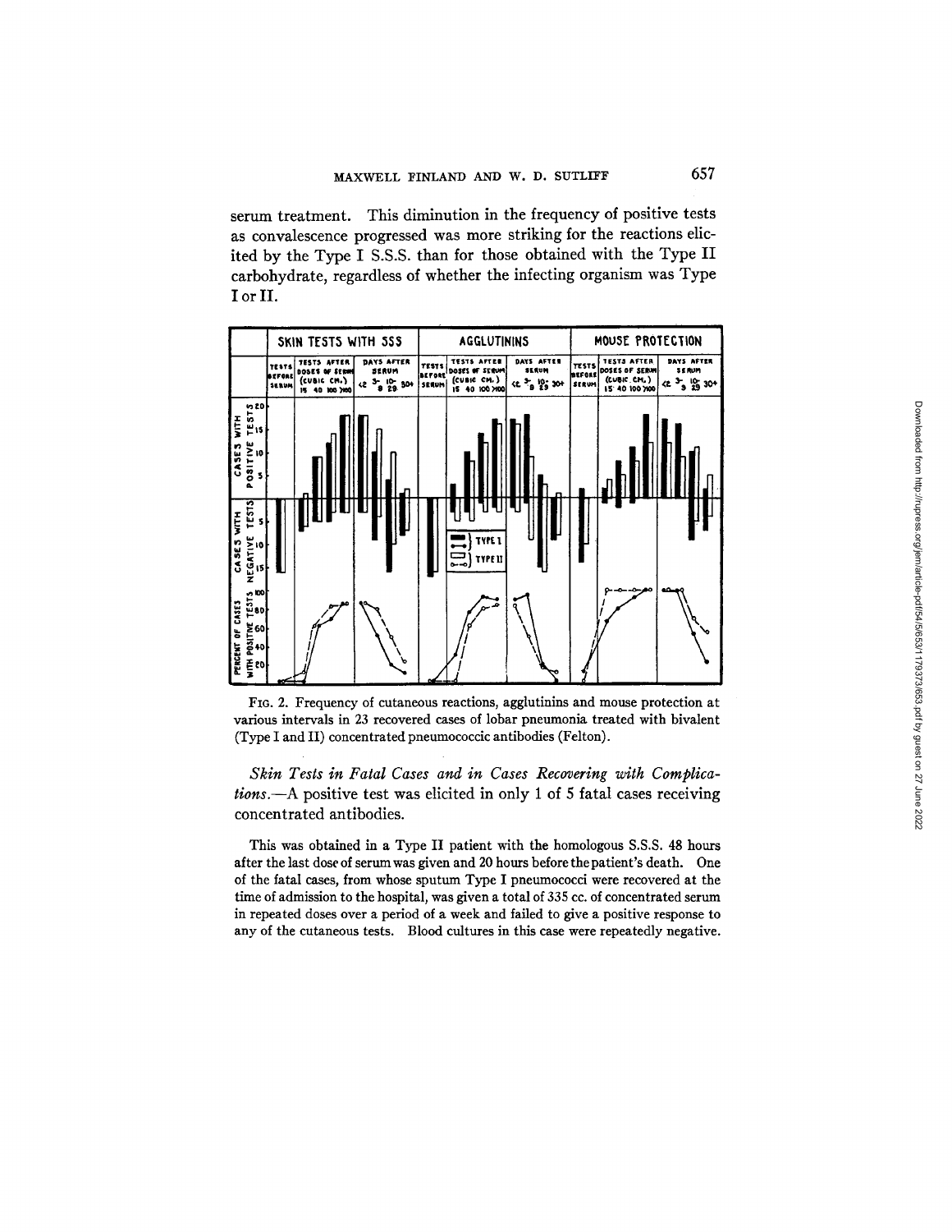serum treatment. This diminution in the frequency of positive tests as convalescence progressed was more striking for the reactions elicited by the Type I S.S.S. than for those obtained with the Type II carbohydrate, regardless of whether the infecting organism was Type I or II.

FIG. 2. Frequency of cutaneous reactions, agglutinins and mouse protection at various intervals in 23 recovered cases of lobar pneumonia treated with bivalent (Type I and II) concentrated pneumococcic antibodies (Felton).

*Skin Tests in Fatal Cases and in Cases Recovering with Complications.*—A positive test was elicited in only 1 of 5 fatal cases receiving concentrated antibodies.

This was obtained in a Type II patient with the homologous S.S.S. 48 hours after the last dose of serum was given and 20 hours before the patient's death. One of the fatal cases, from whose sputum Type I pneumococci were recovered at the time of admission to the hospital, was given a total of 335 cc. of concentrated serum in repeated doses over a period of a week and failed to give a positive response to any of the cutaneous tests. Blood cultures in this case were repeatedly negative.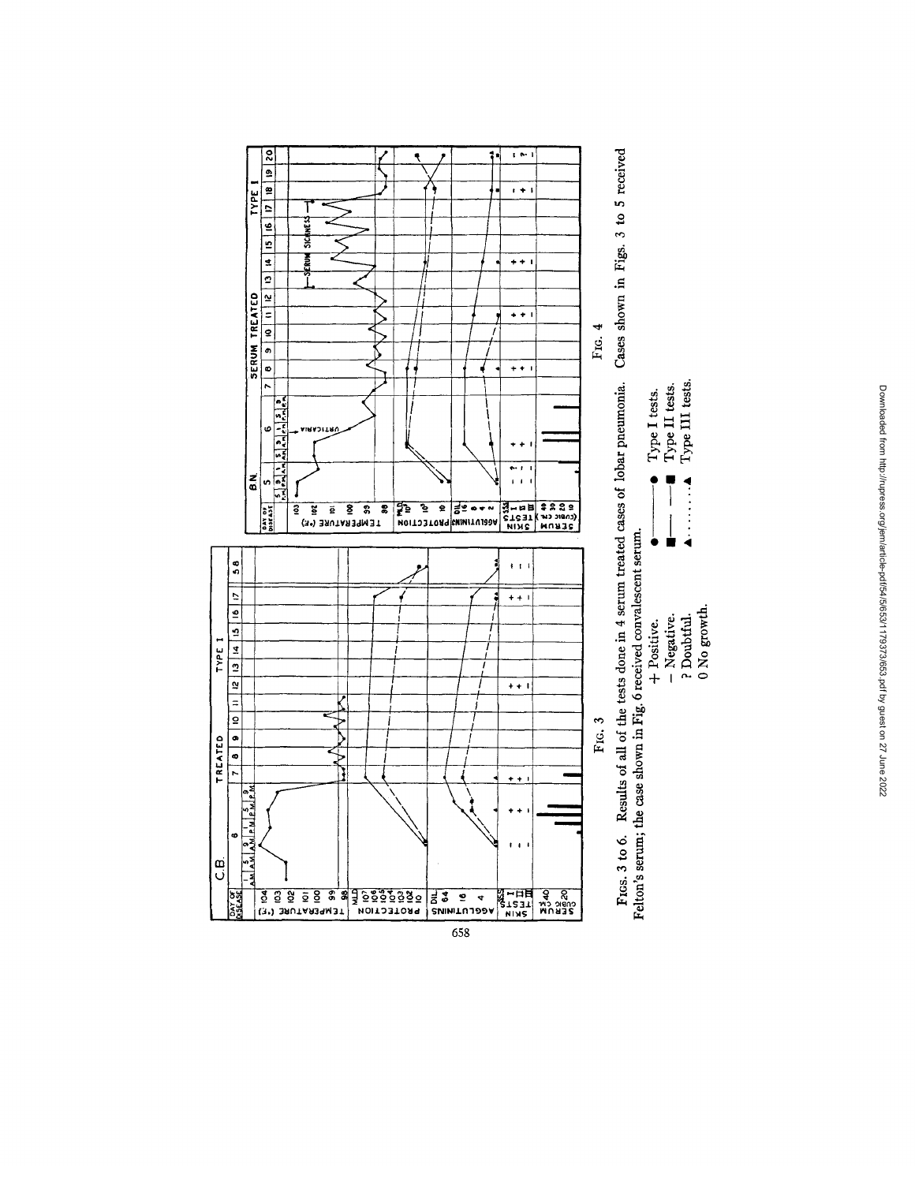Fig. 3

Fig. 4

Figs. 3 to 6. Results of all of the tests done in 4 serum treated cases of lobar pneumonia. Cases shown in Figs. 3 to 5 received Felton's serum; the case shown in Fig. 6 received convalescent serum.

+ Positive.
− Negative.
? Doubtful.
0 No growth.

● ——— ● Type I tests.
■ — — — ■ Type II tests.
▲ ......... ▲ Type III tests.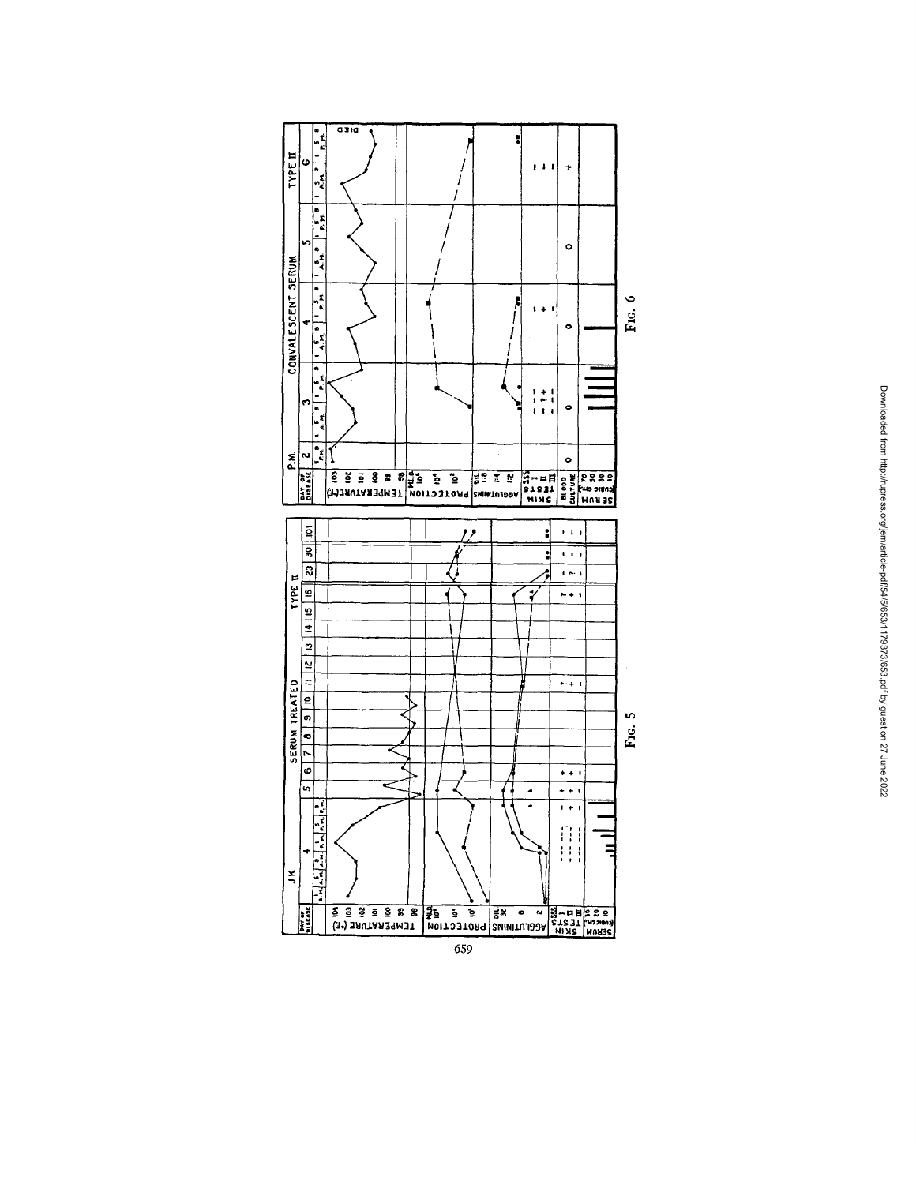Fig. 5

Fig. 6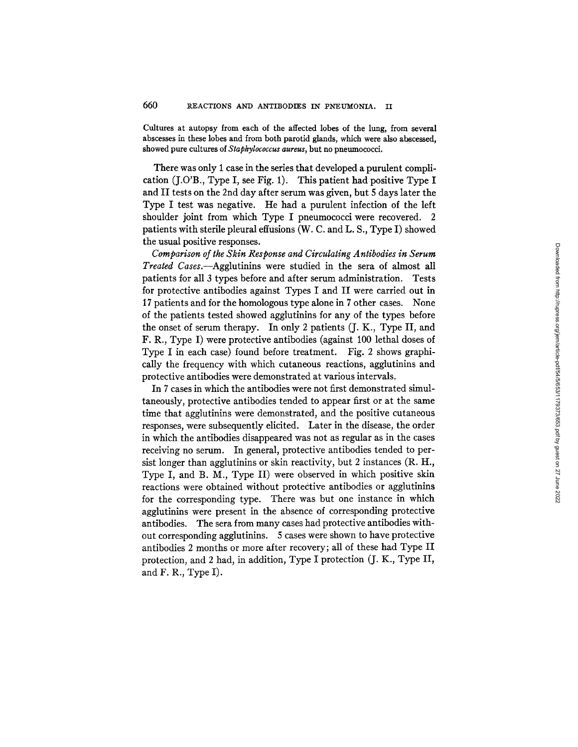Cultures at autopsy from each of the affected lobes of the lung, from several abscesses in these lobes and from both parotid glands, which were also abscessed, showed pure cultures of *Staphylococcus aureus*, but no pneumococci.

There was only 1 case in the series that developed a purulent complication (J.O'B., Type I, see Fig. 1). This patient had positive Type I and II tests on the 2nd day after serum was given, but 5 days later the Type I test was negative. He had a purulent infection of the left shoulder joint from which Type I pneumococci were recovered. 2 patients with sterile pleural effusions (W. C. and L. S., Type I) showed the usual positive responses.

*Comparison of the Skin Response and Circulating Antibodies in Serum Treated Cases.*—Agglutinins were studied in the sera of almost all patients for all 3 types before and after serum administration. Tests for protective antibodies against Types I and II were carried out in 17 patients and for the homologous type alone in 7 other cases. None of the patients tested showed agglutinins for any of the types before the onset of serum therapy. In only 2 patients (J. K., Type II, and F. R., Type I) were protective antibodies (against 100 lethal doses of Type I in each case) found before treatment. Fig. 2 shows graphically the frequency with which cutaneous reactions, agglutinins and protective antibodies were demonstrated at various intervals.

In 7 cases in which the antibodies were not first demonstrated simultaneously, protective antibodies tended to appear first or at the same time that agglutinins were demonstrated, and the positive cutaneous responses, were subsequently elicited. Later in the disease, the order in which the antibodies disappeared was not as regular as in the cases receiving no serum. In general, protective antibodies tended to persist longer than agglutinins or skin reactivity, but 2 instances (R. H., Type I, and B. M., Type II) were observed in which positive skin reactions were obtained without protective antibodies or agglutinins for the corresponding type. There was but one instance in which agglutinins were present in the absence of corresponding protective antibodies. The sera from many cases had protective antibodies without corresponding agglutinins. 5 cases were shown to have protective antibodies 2 months or more after recovery; all of these had Type II protection, and 2 had, in addition, Type I protection (J. K., Type II, and F. R., Type I).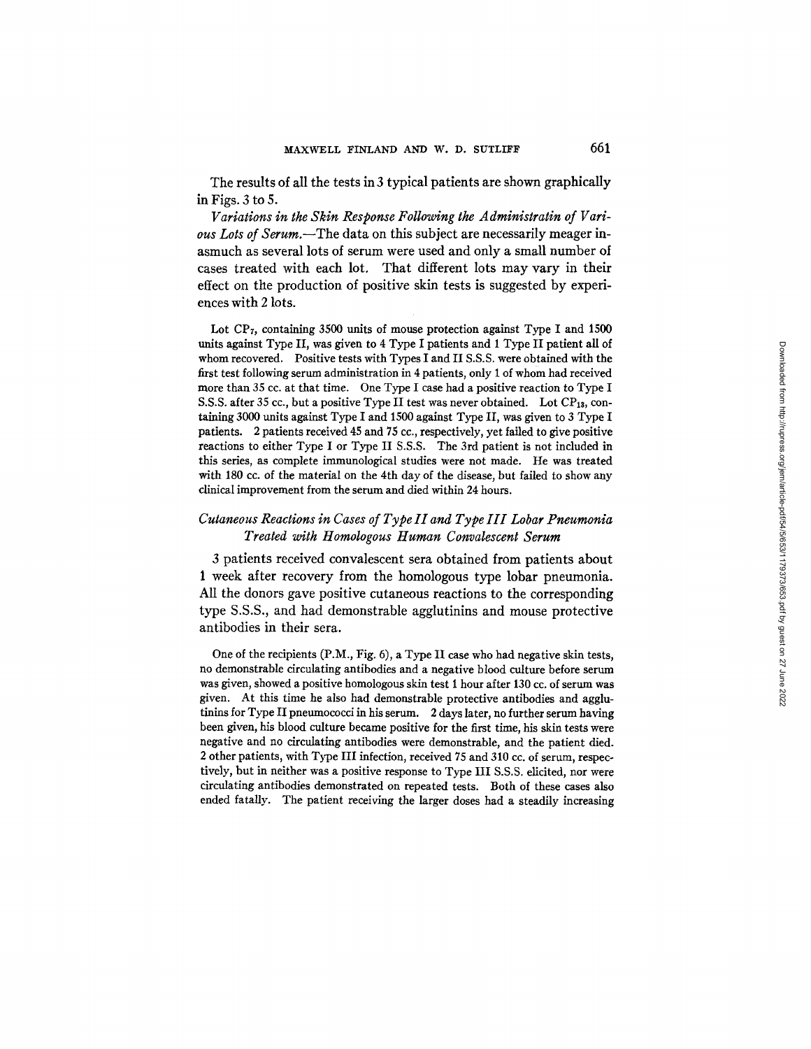The results of all the tests in 3 typical patients are shown graphically in Figs. 3 to 5.

*Variations in the Skin Response Following the Administratin of Various Lots of Serum.*—The data on this subject are necessarily meager inasmuch as several lots of serum were used and only a small number of cases treated with each lot. That different lots may vary in their effect on the production of positive skin tests is suggested by experiences with 2 lots.

Lot $CP_7$, containing 3500 units of mouse protection against Type I and 1500 units against Type II, was given to 4 Type I patients and 1 Type II patient all of whom recovered. Positive tests with Types I and II S.S.S. were obtained with the first test following serum administration in 4 patients, only 1 of whom had received more than 35 cc. at that time. One Type I case had a positive reaction to Type I S.S.S. after 35 cc., but a positive Type II test was never obtained. Lot $CP_{13}$, containing 3000 units against Type I and 1500 against Type II, was given to 3 Type I patients. 2 patients received 45 and 75 cc., respectively, yet failed to give positive reactions to either Type I or Type II S.S.S. The 3rd patient is not included in this series, as complete immunological studies were not made. He was treated with 180 cc. of the material on the 4th day of the disease, but failed to show any clinical improvement from the serum and died within 24 hours.

### *Cutaneous Reactions in Cases of Type II and Type III Lobar Pneumonia Treated with Homologous Human Convalescent Serum*

3 patients received convalescent sera obtained from patients about 1 week after recovery from the homologous type lobar pneumonia. All the donors gave positive cutaneous reactions to the corresponding type S.S.S., and had demonstrable agglutinins and mouse protective antibodies in their sera.

One of the recipients (P.M., Fig. 6), a Type II case who had negative skin tests, no demonstrable circulating antibodies and a negative blood culture before serum was given, showed a positive homologous skin test 1 hour after 130 cc. of serum was given. At this time he also had demonstrable protective antibodies and agglutinins for Type II pneumococci in his serum. 2 days later, no further serum having been given, his blood culture became positive for the first time, his skin tests were negative and no circulating antibodies were demonstrable, and the patient died. 2 other patients, with Type III infection, received 75 and 310 cc. of serum, respectively, but in neither was a positive response to Type III S.S.S. elicited, nor were circulating antibodies demonstrated on repeated tests. Both of these cases also ended fatally. The patient receiving the larger doses had a steadily increasing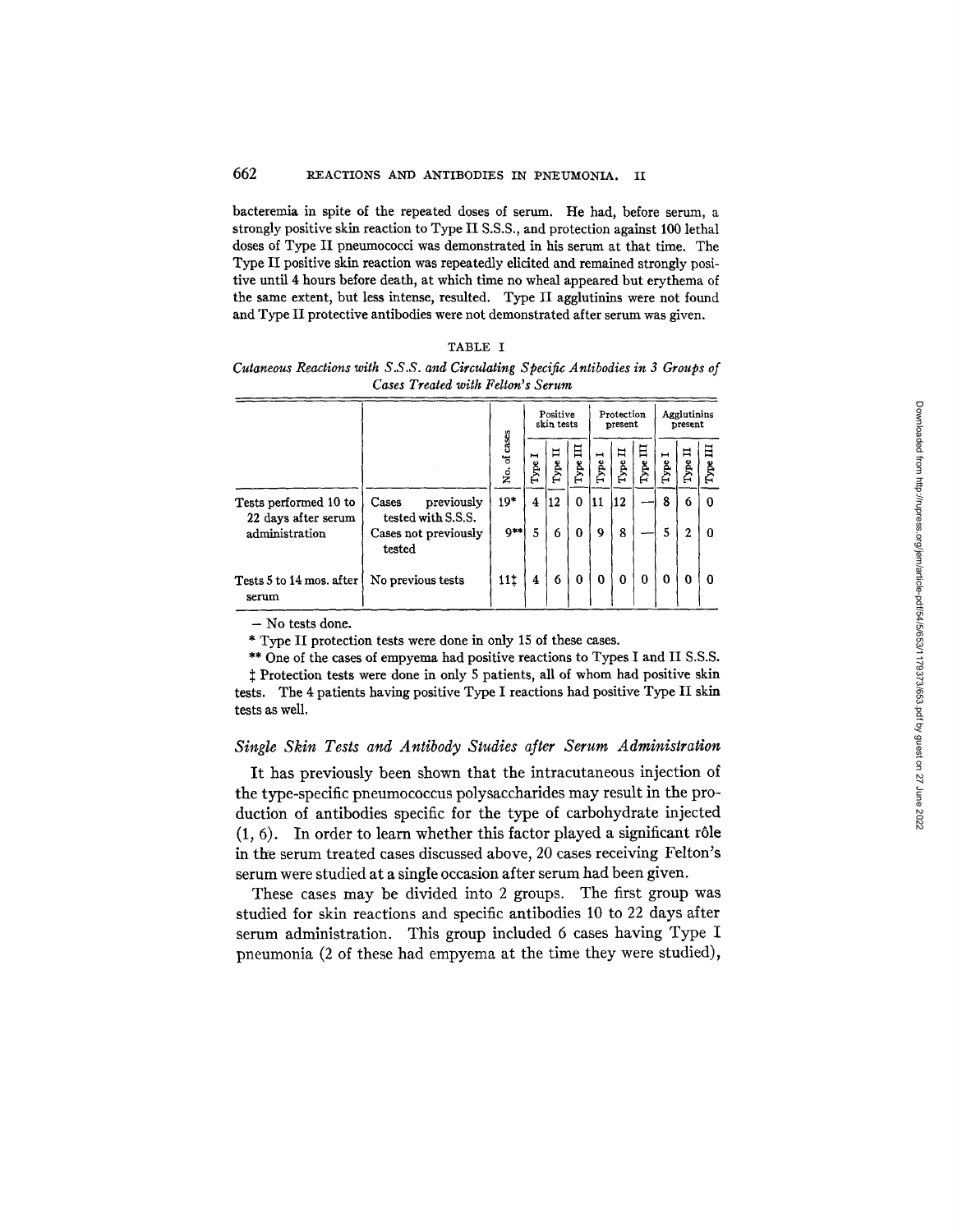bacteremia in spite of the repeated doses of serum. He had, before serum, a strongly positive skin reaction to Type II S.S.S., and protection against 100 lethal doses of Type II pneumococci was demonstrated in his serum at that time. The Type II positive skin reaction was repeatedly elicited and remained strongly positive until 4 hours before death, at which time no wheal appeared but erythema of the same extent, but less intense, resulted. Type II agglutinins were not found and Type II protective antibodies were not demonstrated after serum was given.

TABLE I

*Cutaneous Reactions with S.S.S. and Circulating Specific Antibodies in 3 Groups of Cases Treated with Felton's Serum*

| | | No. of cases | Positive skin tests | | | Protection present | | | Agglutinins present | | |
|---|---|---|---|---|---|---|---|---|---|---|---|
| | | | Type I | Type II | Type III | Type I | Type II | Type III | Type I | Type II | Type III |
| Tests performed 10 to 22 days after serum administration | Cases previously tested with S.S.S. | 19* | 4 | 12 | 0 | 11 | 12 | — | 8 | 6 | 0 |
| | Cases not previously tested | 9** | 5 | 6 | 0 | 9 | 8 | — | 5 | 2 | 0 |
| Tests 5 to 14 mos. after serum | No previous tests | 11‡ | 4 | 6 | 0 | 0 | 0 | 0 | 0 | 0 | 0 |

— No tests done.

* Type II protection tests were done in only 15 of these cases.

** One of the cases of empyema had positive reactions to Types I and II S.S.S.

‡ Protection tests were done in only 5 patients, all of whom had positive skin tests. The 4 patients having positive Type I reactions had positive Type II skin tests as well.

### *Single Skin Tests and Antibody Studies after Serum Administration*

It has previously been shown that the intracutaneous injection of the type-specific pneumococcus polysaccharides may result in the production of antibodies specific for the type of carbohydrate injected (1, 6). In order to learn whether this factor played a significant rôle in the serum treated cases discussed above, 20 cases receiving Felton's serum were studied at a single occasion after serum had been given.

These cases may be divided into 2 groups. The first group was studied for skin reactions and specific antibodies 10 to 22 days after serum administration. This group included 6 cases having Type I pneumonia (2 of these had empyema at the time they were studied),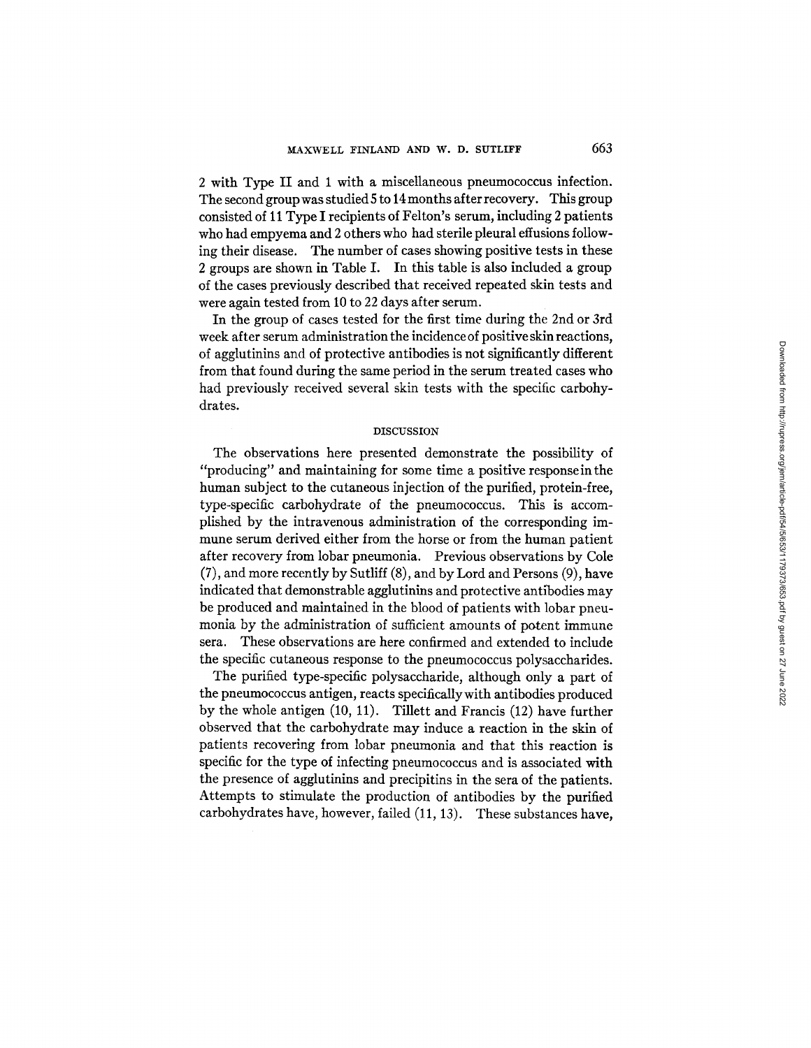2 with Type II and 1 with a miscellaneous pneumococcus infection. The second group was studied 5 to 14 months after recovery. This group consisted of 11 Type I recipients of Felton's serum, including 2 patients who had empyema and 2 others who had sterile pleural effusions following their disease. The number of cases showing positive tests in these 2 groups are shown in Table I. In this table is also included a group of the cases previously described that received repeated skin tests and were again tested from 10 to 22 days after serum.

In the group of cases tested for the first time during the 2nd or 3rd week after serum administration the incidence of positive skin reactions, of agglutinins and of protective antibodies is not significantly different from that found during the same period in the serum treated cases who had previously received several skin tests with the specific carbohydrates.

## DISCUSSION

The observations here presented demonstrate the possibility of "producing" and maintaining for some time a positive response in the human subject to the cutaneous injection of the purified, protein-free, type-specific carbohydrate of the pneumococcus. This is accomplished by the intravenous administration of the corresponding immune serum derived either from the horse or from the human patient after recovery from lobar pneumonia. Previous observations by Cole (7), and more recently by Sutliff (8), and by Lord and Persons (9), have indicated that demonstrable agglutinins and protective antibodies may be produced and maintained in the blood of patients with lobar pneumonia by the administration of sufficient amounts of potent immune sera. These observations are here confirmed and extended to include the specific cutaneous response to the pneumococcus polysaccharides.

The purified type-specific polysaccharide, although only a part of the pneumococcus antigen, reacts specifically with antibodies produced by the whole antigen (10, 11). Tillett and Francis (12) have further observed that the carbohydrate may induce a reaction in the skin of patients recovering from lobar pneumonia and that this reaction is specific for the type of infecting pneumococcus and is associated with the presence of agglutinins and precipitins in the sera of the patients. Attempts to stimulate the production of antibodies by the purified carbohydrates have, however, failed (11, 13). These substances have,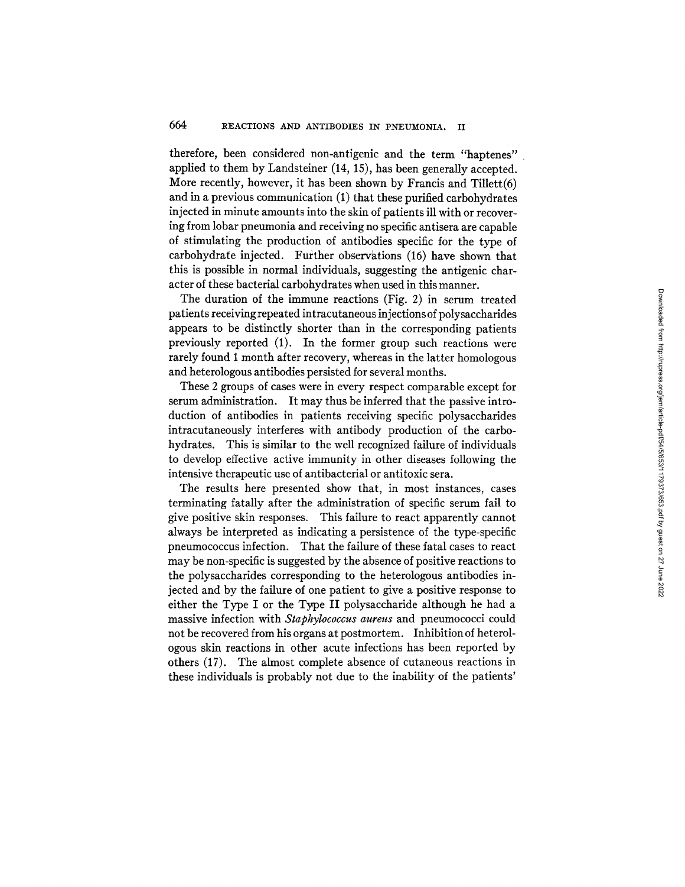therefore, been considered non-antigenic and the term "haptenes" applied to them by Landsteiner (14, 15), has been generally accepted. More recently, however, it has been shown by Francis and Tillett(6) and in a previous communication (1) that these purified carbohydrates injected in minute amounts into the skin of patients ill with or recovering from lobar pneumonia and receiving no specific antisera are capable of stimulating the production of antibodies specific for the type of carbohydrate injected. Further observations (16) have shown that this is possible in normal individuals, suggesting the antigenic character of these bacterial carbohydrates when used in this manner.

The duration of the immune reactions (Fig. 2) in serum treated patients receiving repeated intracutaneous injections of polysaccharides appears to be distinctly shorter than in the corresponding patients previously reported (1). In the former group such reactions were rarely found 1 month after recovery, whereas in the latter homologous and heterologous antibodies persisted for several months.

These 2 groups of cases were in every respect comparable except for serum administration. It may thus be inferred that the passive introduction of antibodies in patients receiving specific polysaccharides intracutaneously interferes with antibody production of the carbohydrates. This is similar to the well recognized failure of individuals to develop effective active immunity in other diseases following the intensive therapeutic use of antibacterial or antitoxic sera.

The results here presented show that, in most instances, cases terminating fatally after the administration of specific serum fail to give positive skin responses. This failure to react apparently cannot always be interpreted as indicating a persistence of the type-specific pneumococcus infection. That the failure of these fatal cases to react may be non-specific is suggested by the absence of positive reactions to the polysaccharides corresponding to the heterologous antibodies injected and by the failure of one patient to give a positive response to either the Type I or the Type II polysaccharide although he had a massive infection with *Staphylococcus aureus* and pneumococci could not be recovered from his organs at postmortem. Inhibition of heterologous skin reactions in other acute infections has been reported by others (17). The almost complete absence of cutaneous reactions in these individuals is probably not due to the inability of the patients'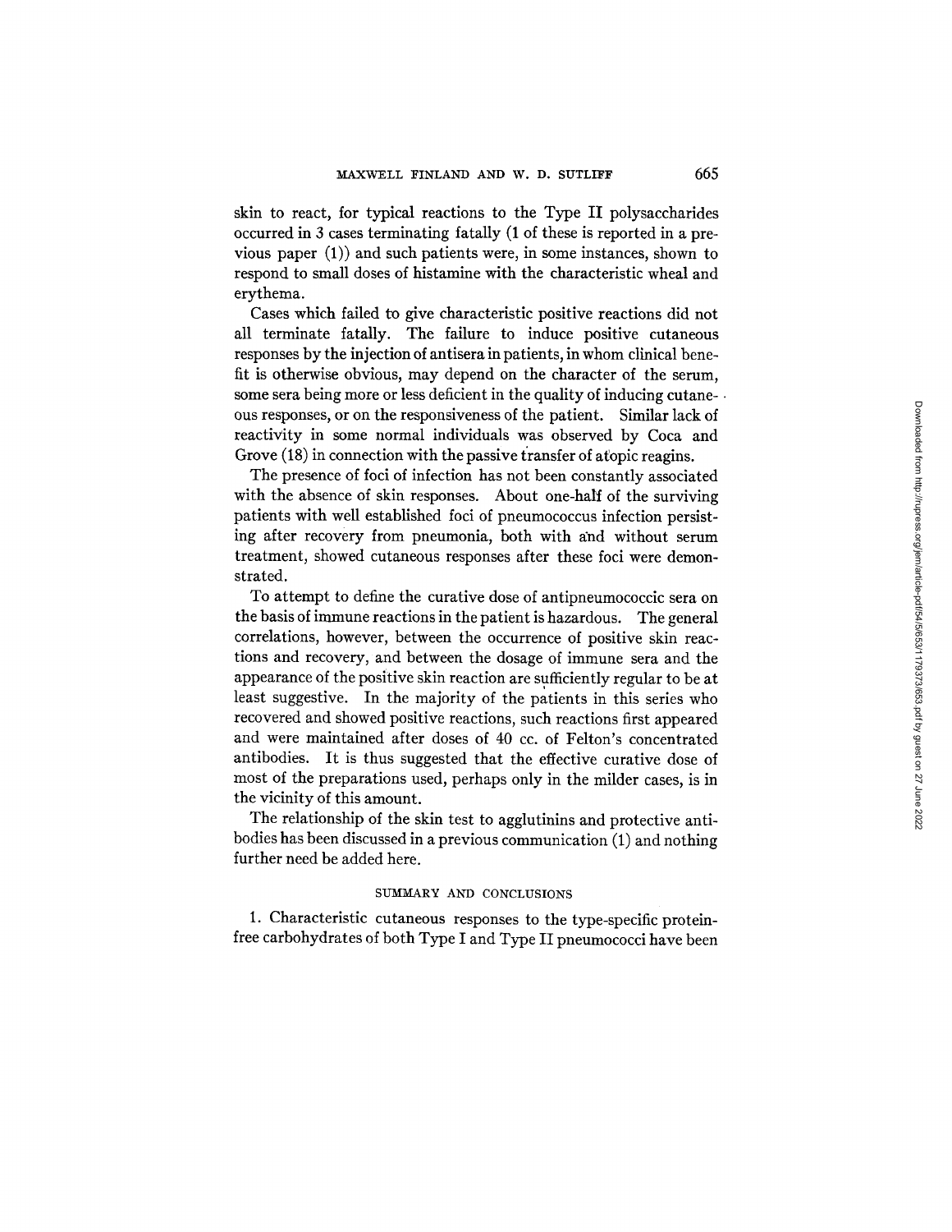skin to react, for typical reactions to the Type II polysaccharides occurred in 3 cases terminating fatally (1 of these is reported in a previous paper (1)) and such patients were, in some instances, shown to respond to small doses of histamine with the characteristic wheal and erythema.

Cases which failed to give characteristic positive reactions did not all terminate fatally. The failure to induce positive cutaneous responses by the injection of antisera in patients, in whom clinical benefit is otherwise obvious, may depend on the character of the serum, some sera being more or less deficient in the quality of inducing cutaneous responses, or on the responsiveness of the patient. Similar lack of reactivity in some normal individuals was observed by Coca and Grove (18) in connection with the passive transfer of atopic reagins.

The presence of foci of infection has not been constantly associated with the absence of skin responses. About one-half of the surviving patients with well established foci of pneumococcus infection persisting after recovery from pneumonia, both with and without serum treatment, showed cutaneous responses after these foci were demonstrated.

To attempt to define the curative dose of antipneumococcic sera on the basis of immune reactions in the patient is hazardous. The general correlations, however, between the occurrence of positive skin reactions and recovery, and between the dosage of immune sera and the appearance of the positive skin reaction are sufficiently regular to be at least suggestive. In the majority of the patients in this series who recovered and showed positive reactions, such reactions first appeared and were maintained after doses of 40 cc. of Felton's concentrated antibodies. It is thus suggested that the effective curative dose of most of the preparations used, perhaps only in the milder cases, is in the vicinity of this amount.

The relationship of the skin test to agglutinins and protective antibodies has been discussed in a previous communication (1) and nothing further need be added here.

## SUMMARY AND CONCLUSIONS

1. Characteristic cutaneous responses to the type-specific protein-free carbohydrates of both Type I and Type II pneumococci have been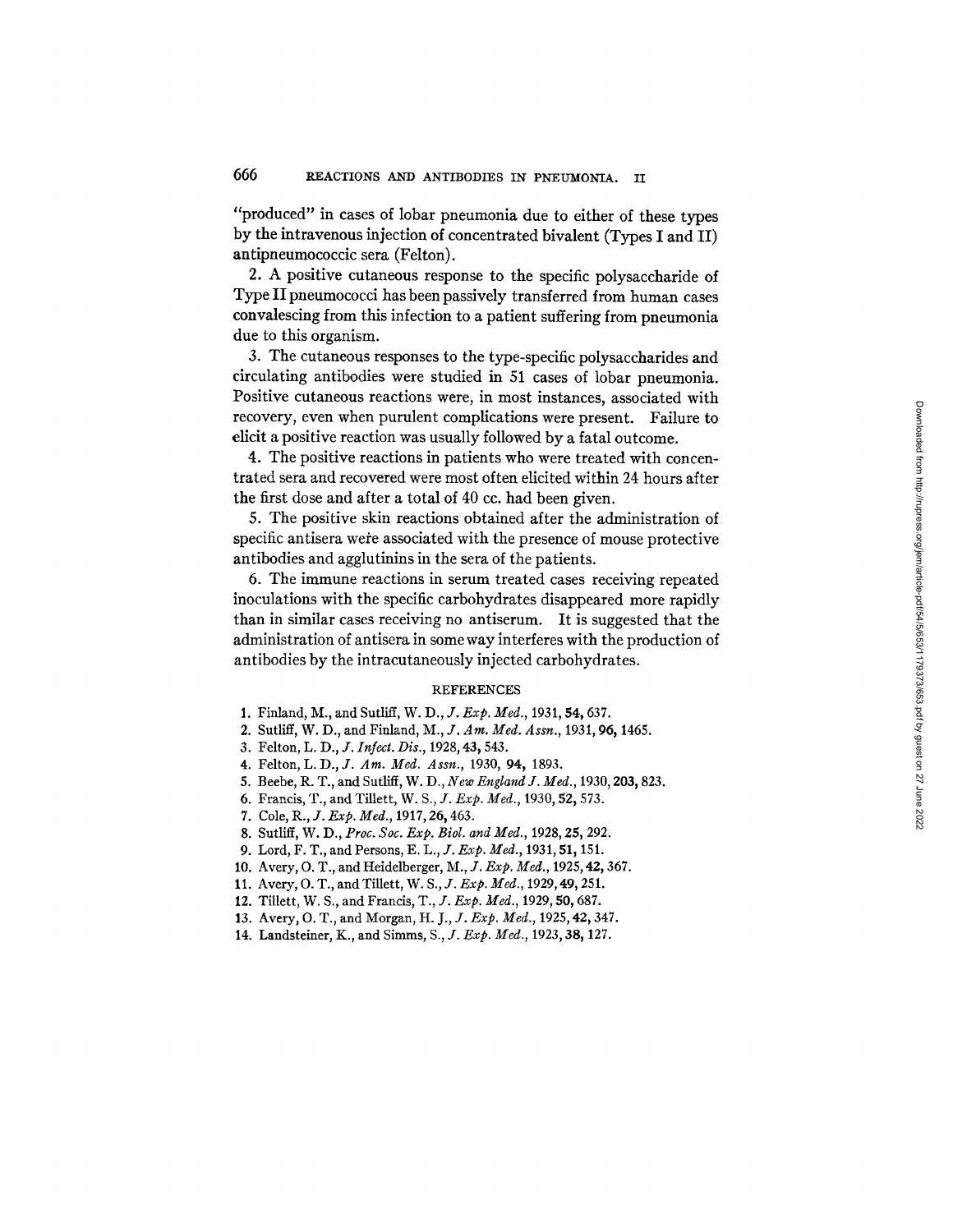"produced" in cases of lobar pneumonia due to either of these types by the intravenous injection of concentrated bivalent (Types I and II) antipneumococcic sera (Felton).

2. A positive cutaneous response to the specific polysaccharide of Type II pneumococci has been passively transferred from human cases convalescing from this infection to a patient suffering from pneumonia due to this organism.

3. The cutaneous responses to the type-specific polysaccharides and circulating antibodies were studied in 51 cases of lobar pneumonia. Positive cutaneous reactions were, in most instances, associated with recovery, even when purulent complications were present. Failure to elicit a positive reaction was usually followed by a fatal outcome.

4. The positive reactions in patients who were treated with concentrated sera and recovered were most often elicited within 24 hours after the first dose and after a total of 40 cc. had been given.

5. The positive skin reactions obtained after the administration of specific antisera were associated with the presence of mouse protective antibodies and agglutinins in the sera of the patients.

6. The immune reactions in serum treated cases receiving repeated inoculations with the specific carbohydrates disappeared more rapidly than in similar cases receiving no antiserum. It is suggested that the administration of antisera in some way interferes with the production of antibodies by the intracutaneously injected carbohydrates.

## REFERENCES

1. Finland, M., and Sutliff, W. D., *J. Exp. Med.*, 1931, **54**, 637.
2. Sutliff, W. D., and Finland, M., *J. Am. Med. Assn.*, 1931, **96**, 1465.
3. Felton, L. D., *J. Infect. Dis.*, 1928, **43**, 543.
4. Felton, L. D., *J. Am. Med. Assn.*, 1930, **94**, 1893.
5. Beebe, R. T., and Sutliff, W. D., *New England J. Med.*, 1930, **203**, 823.
6. Francis, T., and Tillett, W. S., *J. Exp. Med.*, 1930, **52**, 573.
7. Cole, R., *J. Exp. Med.*, 1917, **26**, 463.
8. Sutliff, W. D., *Proc. Soc. Exp. Biol. and Med.*, 1928, **25**, 292.
9. Lord, F. T., and Persons, E. L., *J. Exp. Med.*, 1931, **51**, 151.
10. Avery, O. T., and Heidelberger, M., *J. Exp. Med.*, 1925, **42**, 367.
11. Avery, O. T., and Tillett, W. S., *J. Exp. Med.*, 1929, **49**, 251.
12. Tillett, W. S., and Francis, T., *J. Exp. Med.*, 1929, **50**, 687.
13. Avery, O. T., and Morgan, H. J., *J. Exp. Med.*, 1925, **42**, 347.
14. Landsteiner, K., and Simms, S., *J. Exp. Med.*, 1923, **38**, 127.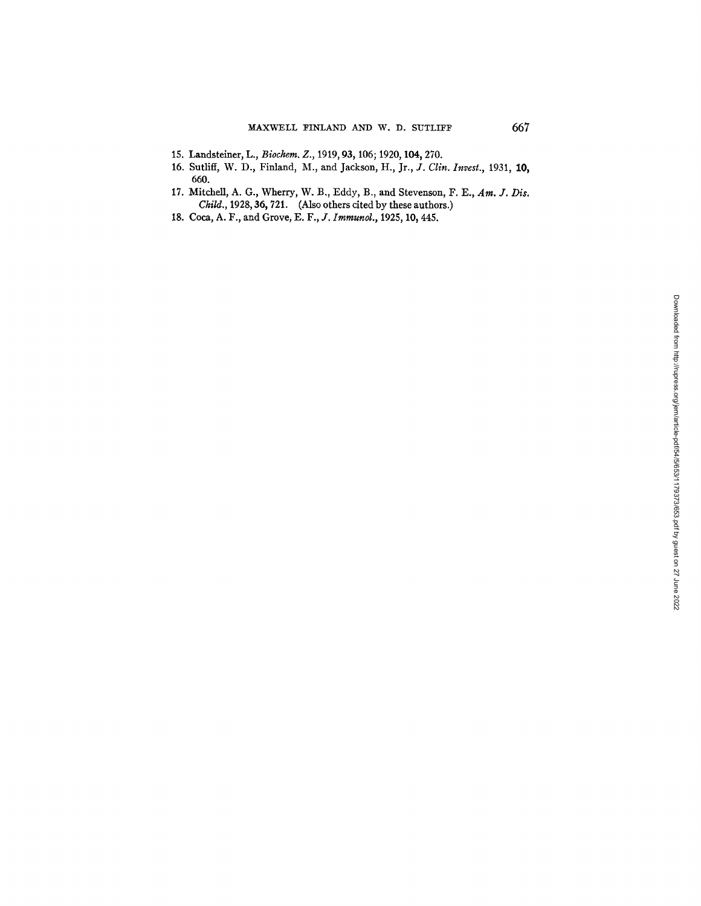15. Landsteiner, L., *Biochem. Z.*, 1919, **93**, 106; 1920, **104**, 270.
16. Sutliff, W. D., Finland, M., and Jackson, H., Jr., *J. Clin. Invest.*, 1931, **10**, 660.
17. Mitchell, A. G., Wherry, W. B., Eddy, B., and Stevenson, F. E., *Am. J. Dis. Child.*, 1928, **36**, 721. (Also others cited by these authors.)
18. Coca, A. F., and Grove, E. F., *J. Immunol.*, 1925, **10**, 445.